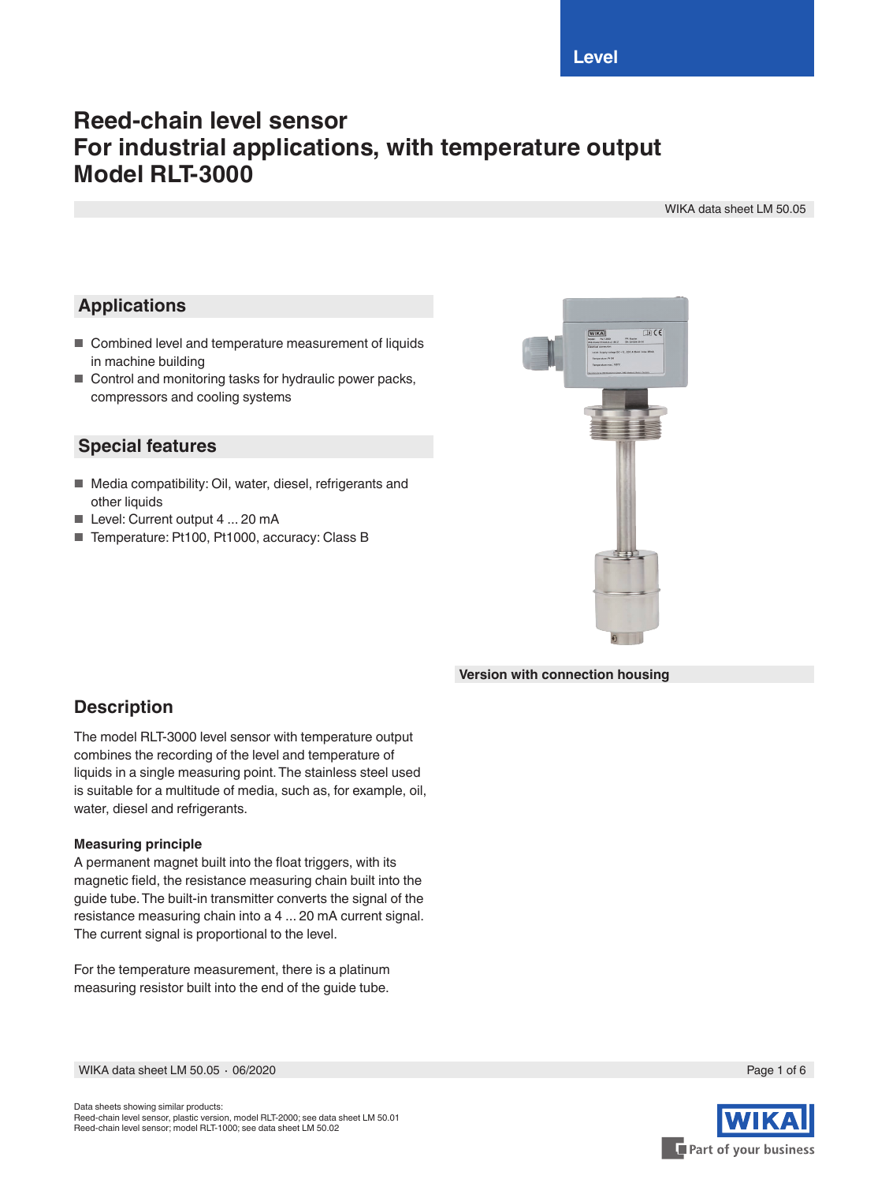Level

# Reed-chain level sensor
# For industrial applications, with temperature output
# Model RLT-3000

WIKA data sheet LM 50.05

## Applications

- Combined level and temperature measurement of liquids in machine building
- Control and monitoring tasks for hydraulic power packs, compressors and cooling systems

## Special features

- Media compatibility: Oil, water, diesel, refrigerants and other liquids
- Level: Current output 4 ... 20 mA
- Temperature: Pt100, Pt1000, accuracy: Class B

**Version with connection housing**

## Description

The model RLT-3000 level sensor with temperature output combines the recording of the level and temperature of liquids in a single measuring point. The stainless steel used is suitable for a multitude of media, such as, for example, oil, water, diesel and refrigerants.

### Measuring principle

A permanent magnet built into the float triggers, with its magnetic field, the resistance measuring chain built into the guide tube. The built-in transmitter converts the signal of the resistance measuring chain into a 4 ... 20 mA current signal. The current signal is proportional to the level.

For the temperature measurement, there is a platinum measuring resistor built into the end of the guide tube.

Data sheets showing similar products:
Reed-chain level sensor, plastic version, model RLT-2000; see data sheet LM 50.01
Reed-chain level sensor; model RLT-1000; see data sheet LM 50.02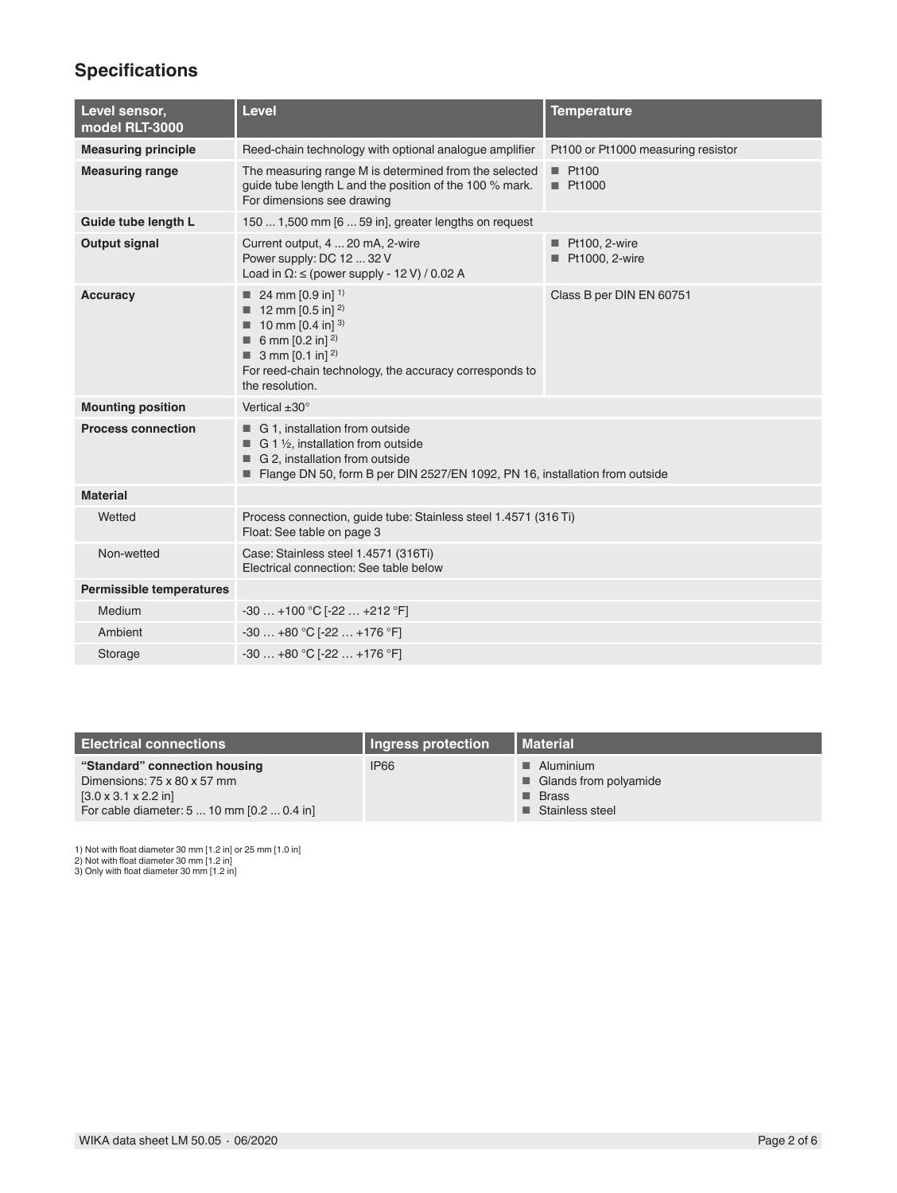## Specifications

| Level sensor, model RLT-3000 | Level | Temperature |
|---|---|---|
| **Measuring principle** | Reed-chain technology with optional analogue amplifier | Pt100 or Pt1000 measuring resistor |
| **Measuring range** | The measuring range M is determined from the selected guide tube length L and the position of the 100 % mark. For dimensions see drawing | ■ Pt100<br>■ Pt1000 |
| **Guide tube length L** | 150 ... 1,500 mm [6 ... 59 in], greater lengths on request | |
| **Output signal** | Current output, 4 ... 20 mA, 2-wire<br>Power supply: DC 12 ... 32 V<br>Load in Ω: ≤ (power supply - 12 V) / 0.02 A | ■ Pt100, 2-wire<br>■ Pt1000, 2-wire |
| **Accuracy** | ■ 24 mm [0.9 in] [1)]<br>■ 12 mm [0.5 in] [2)]<br>■ 10 mm [0.4 in] [3)]<br>■ 6 mm [0.2 in] [2)]<br>■ 3 mm [0.1 in] [2)]<br>For reed-chain technology, the accuracy corresponds to the resolution. | Class B per DIN EN 60751 |
| **Mounting position** | Vertical ±30° | |
| **Process connection** | ■ G 1, installation from outside<br>■ G 1 ½, installation from outside<br>■ G 2, installation from outside<br>■ Flange DN 50, form B per DIN 2527/EN 1092, PN 16, installation from outside | |
| **Material** | | |
| Wetted | Process connection, guide tube: Stainless steel 1.4571 (316 Ti)<br>Float: See table on page 3 | |
| Non-wetted | Case: Stainless steel 1.4571 (316Ti)<br>Electrical connection: See table below | |
| **Permissible temperatures** | | |
| Medium | -30 … +100 °C [-22 … +212 °F] | |
| Ambient | -30 … +80 °C [-22 … +176 °F] | |
| Storage | -30 … +80 °C [-22 … +176 °F] | |

| Electrical connections | Ingress protection | Material |
|---|---|---|
| **"Standard" connection housing**<br>Dimensions: 75 x 80 x 57 mm<br>[3.0 x 3.1 x 2.2 in]<br>For cable diameter: 5 ... 10 mm [0.2 ... 0.4 in] | IP66 | ■ Aluminium<br>■ Glands from polyamide<br>■ Brass<br>■ Stainless steel |

1) Not with float diameter 30 mm [1.2 in] or 25 mm [1.0 in]
2) Not with float diameter 30 mm [1.2 in]
3) Only with float diameter 30 mm [1.2 in]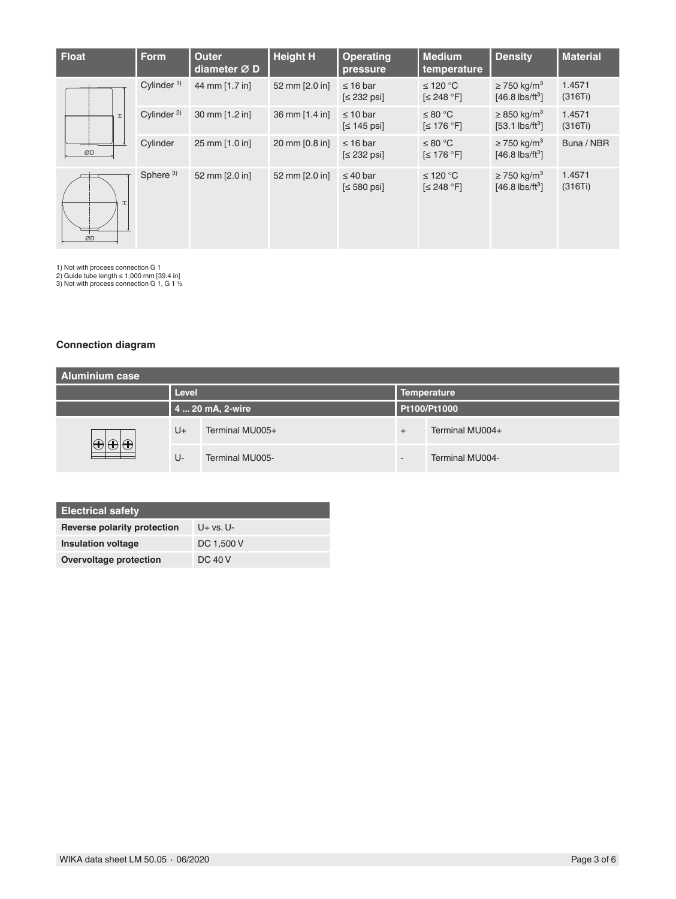| Float | Form | Outer diameter Ø D | Height H | Operating pressure | Medium temperature | Density | Material |
|---|---|---|---|---|---|---|---|
| | Cylinder [1] | 44 mm [1.7 in] | 52 mm [2.0 in] | ≤ 16 bar [≤ 232 psi] | ≤ 120 °C [≤ 248 °F] | ≥ 750 kg/m³ [46.8 lbs/ft³] | 1.4571 (316Ti) |
| | Cylinder [2] | 30 mm [1.2 in] | 36 mm [1.4 in] | ≤ 10 bar [≤ 145 psi] | ≤ 80 °C [≤ 176 °F] | ≥ 850 kg/m³ [53.1 lbs/ft³] | 1.4571 (316Ti) |
| | Cylinder | 25 mm [1.0 in] | 20 mm [0.8 in] | ≤ 16 bar [≤ 232 psi] | ≤ 80 °C [≤ 176 °F] | ≥ 750 kg/m³ [46.8 lbs/ft³] | Buna / NBR |
| | Sphere [3] | 52 mm [2.0 in] | 52 mm [2.0 in] | ≤ 40 bar [≤ 580 psi] | ≤ 120 °C [≤ 248 °F] | ≥ 750 kg/m³ [46.8 lbs/ft³] | 1.4571 (316Ti) |

1) Not with process connection G 1
2) Guide tube length ≤ 1,000 mm [39.4 in]
3) Not with process connection G 1, G 1 ½

### Connection diagram

| Aluminium case | | | | |
|---|---|---|---|---|
| | Level | | Temperature | |
| | 4 ... 20 mA, 2-wire | | Pt100/Pt1000 | |
| | U+ | Terminal MU005+ | + | Terminal MU004+ |
| | U- | Terminal MU005- | - | Terminal MU004- |

| Electrical safety | |
|---|---|
| **Reverse polarity protection** | U+ vs. U- |
| **Insulation voltage** | DC 1,500 V |
| **Overvoltage protection** | DC 40 V |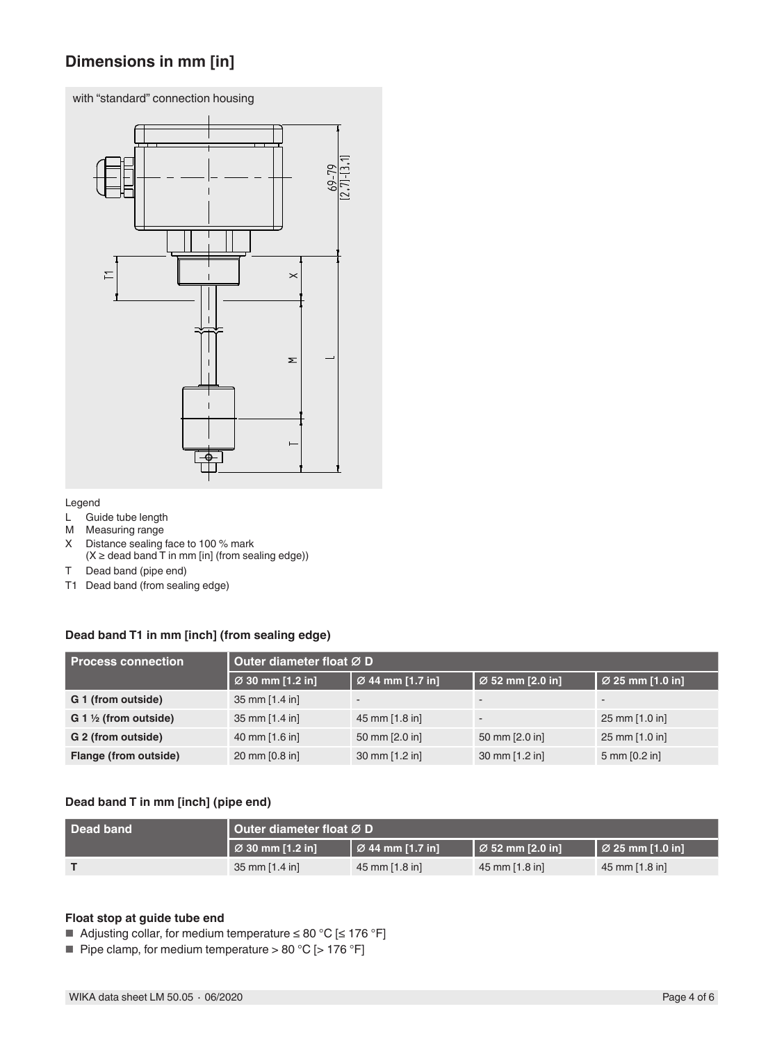## Dimensions in mm [in]

with "standard" connection housing

Legend

- L Guide tube length
- M Measuring range
- X Distance sealing face to 100 % mark
  (X ≥ dead band T in mm [in] (from sealing edge))
- T Dead band (pipe end)
- T1 Dead band (from sealing edge)

### Dead band T1 in mm [inch] (from sealing edge)

| Process connection | Outer diameter float Ø D | | | |
|---|---|---|---|---|
| | Ø 30 mm [1.2 in] | Ø 44 mm [1.7 in] | Ø 52 mm [2.0 in] | Ø 25 mm [1.0 in] |
| **G 1 (from outside)** | 35 mm [1.4 in] | - | - | - |
| **G 1 ½ (from outside)** | 35 mm [1.4 in] | 45 mm [1.8 in] | - | 25 mm [1.0 in] |
| **G 2 (from outside)** | 40 mm [1.6 in] | 50 mm [2.0 in] | 50 mm [2.0 in] | 25 mm [1.0 in] |
| **Flange (from outside)** | 20 mm [0.8 in] | 30 mm [1.2 in] | 30 mm [1.2 in] | 5 mm [0.2 in] |

### Dead band T in mm [inch] (pipe end)

| Dead band | Outer diameter float Ø D | | | |
|---|---|---|---|---|
| | Ø 30 mm [1.2 in] | Ø 44 mm [1.7 in] | Ø 52 mm [2.0 in] | Ø 25 mm [1.0 in] |
| **T** | 35 mm [1.4 in] | 45 mm [1.8 in] | 45 mm [1.8 in] | 45 mm [1.8 in] |

### Float stop at guide tube end

- Adjusting collar, for medium temperature ≤ 80 °C [≤ 176 °F]
- Pipe clamp, for medium temperature > 80 °C [> 176 °F]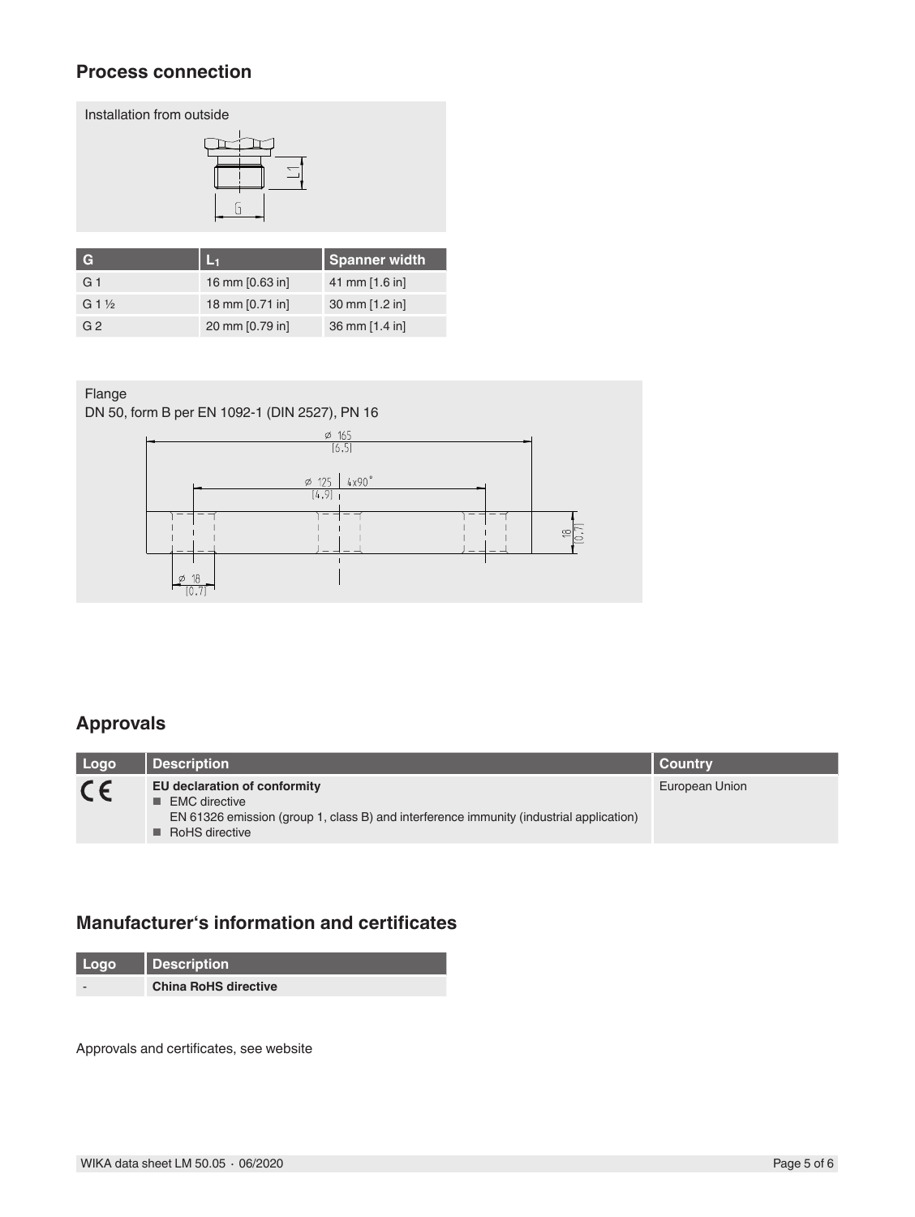## Process connection

Installation from outside

| G | $L_1$ | Spanner width |
|---|---|---|
| G 1 | 16 mm [0.63 in] | 41 mm [1.6 in] |
| G 1 ½ | 18 mm [0.71 in] | 30 mm [1.2 in] |
| G 2 | 20 mm [0.79 in] | 36 mm [1.4 in] |

Flange

DN 50, form B per EN 1092-1 (DIN 2527), PN 16

## Approvals

| Logo | Description | Country |
|---|---|---|
| CE | **EU declaration of conformity**<br>■ EMC directive<br>EN 61326 emission (group 1, class B) and interference immunity (industrial application)<br>■ RoHS directive | European Union |

## Manufacturer's information and certificates

| Logo | Description |
|---|---|
| - | **China RoHS directive** |

Approvals and certificates, see website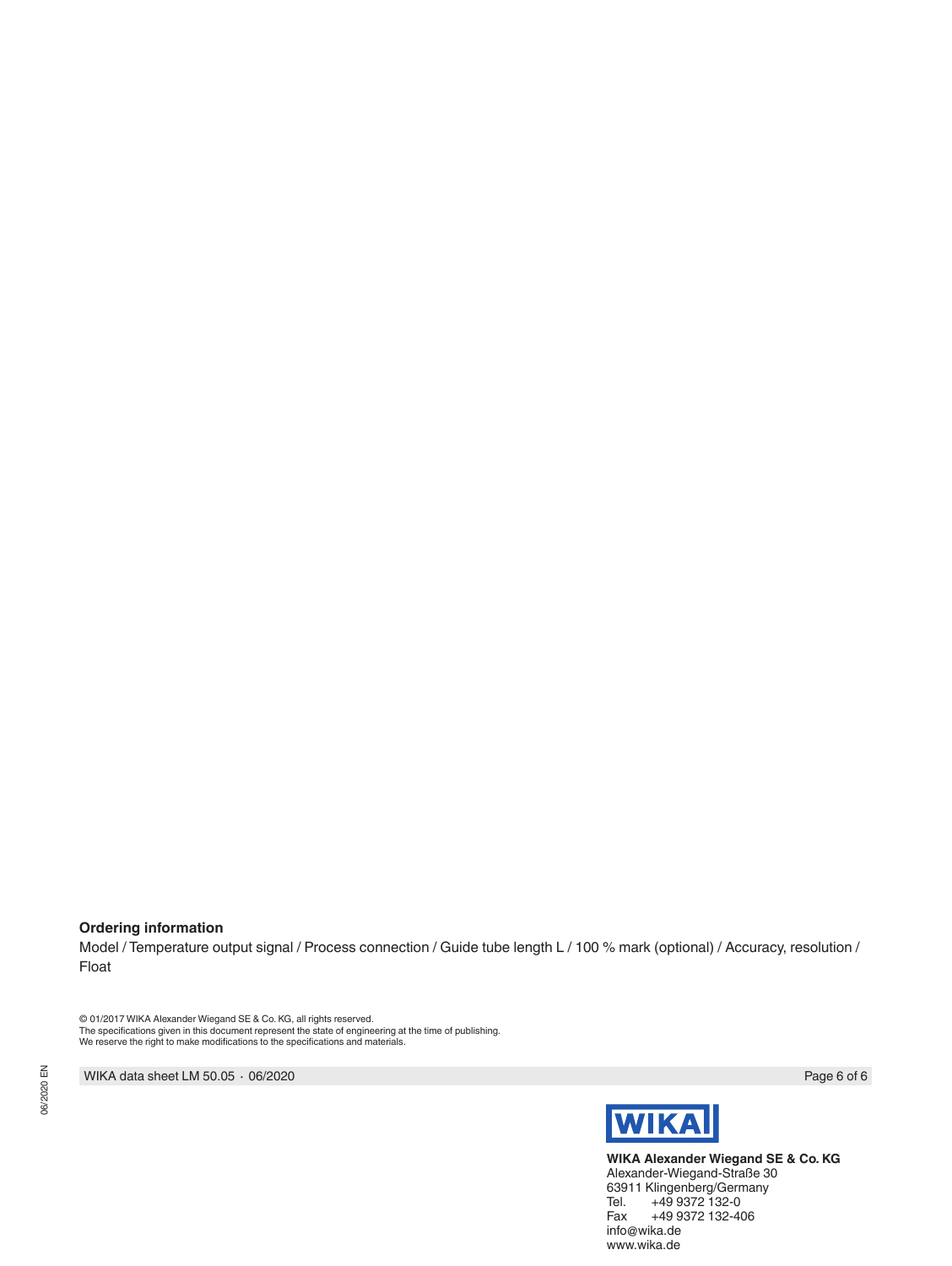**Ordering information**

Model / Temperature output signal / Process connection / Guide tube length L / 100 % mark (optional) / Accuracy, resolution / Float

© 01/2017 WIKA Alexander Wiegand SE & Co. KG, all rights reserved.
The specifications given in this document represent the state of engineering at the time of publishing.
We reserve the right to make modifications to the specifications and materials.

**WIKA Alexander Wiegand SE & Co. KG**
Alexander-Wiegand-Straße 30
63911 Klingenberg/Germany
Tel. +49 9372 132-0
Fax +49 9372 132-406
info@wika.de
www.wika.de